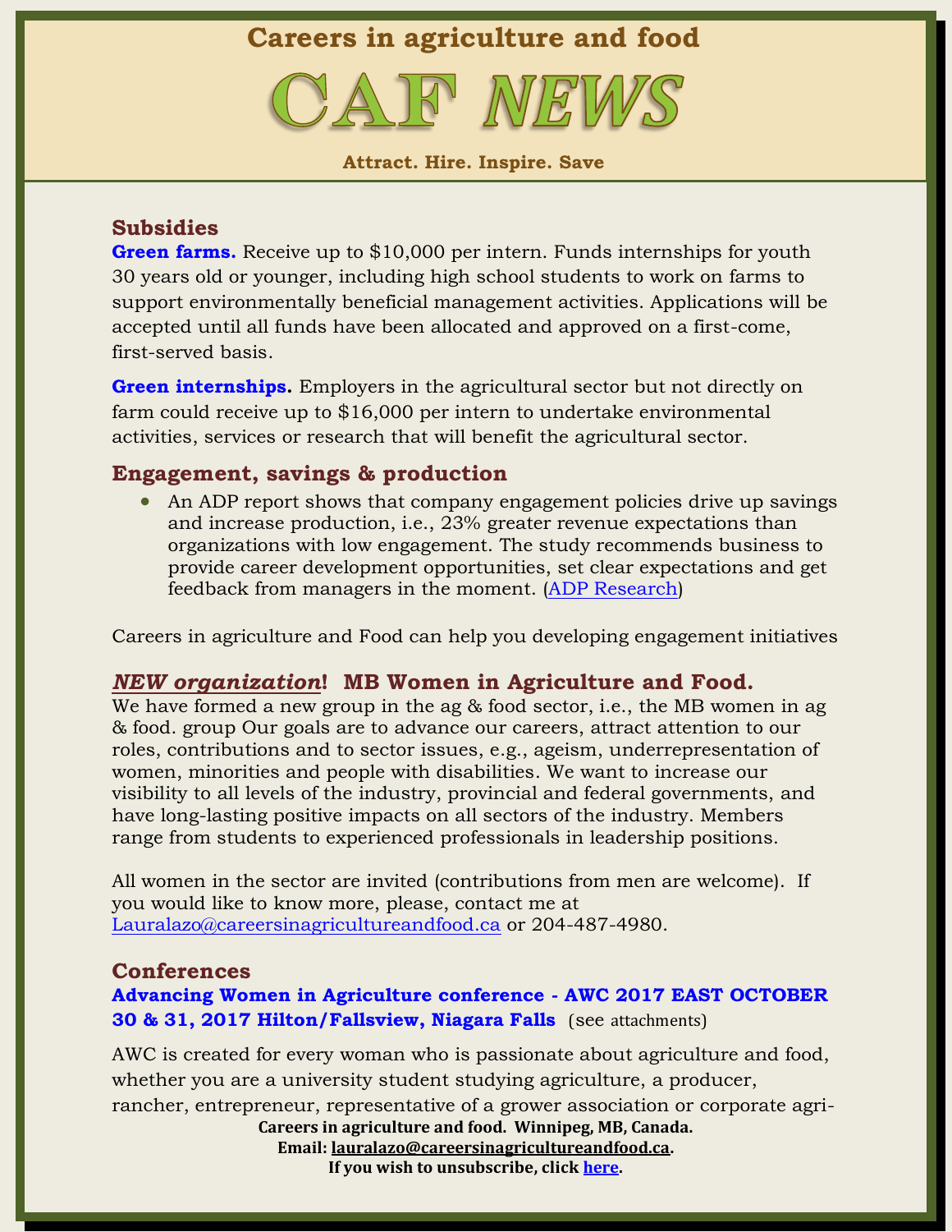# Careers in agriculture and food

# CAF *NEWS*

**Attract. Hire. Inspire. Save**

## Subsidies

**Green farms.** Receive up to $10,000 per intern. Funds internships for youth 30 years old or younger, including high school students to work on farms to support environmentally beneficial management activities. Applications will be accepted until all funds have been allocated and approved on a first-come, first-served basis.

**Green internships.** Employers in the agricultural sector but not directly on farm could receive up to $16,000 per intern to undertake environmental activities, services or research that will benefit the agricultural sector.

## Engagement, savings & production

- An ADP report shows that company engagement policies drive up savings and increase production, i.e., 23% greater revenue expectations than organizations with low engagement. The study recommends business to provide career development opportunities, set clear expectations and get feedback from managers in the moment. (ADP Research)

Careers in agriculture and Food can help you developing engagement initiatives

## ***NEW organization***! MB Women in Agriculture and Food.

We have formed a new group in the ag & food sector, i.e., the MB women in ag & food. group Our goals are to advance our careers, attract attention to our roles, contributions and to sector issues, e.g., ageism, underrepresentation of women, minorities and people with disabilities. We want to increase our visibility to all levels of the industry, provincial and federal governments, and have long-lasting positive impacts on all sectors of the industry. Members range from students to experienced professionals in leadership positions.

All women in the sector are invited (contributions from men are welcome). If you would like to know more, please, contact me at Lauralazo@careersinagricultureandfood.ca or 204-487-4980.

## Conferences

**Advancing Women in Agriculture conference - AWC 2017 EAST OCTOBER 30 & 31, 2017 Hilton/Fallsview, Niagara Falls** (see attachments)

AWC is created for every woman who is passionate about agriculture and food, whether you are a university student studying agriculture, a producer, rancher, entrepreneur, representative of a grower association or corporate agri-

**Careers in agriculture and food. Winnipeg, MB, Canada.**
**Email: lauralazo@careersinagricultureandfood.ca.**
**If you wish to unsubscribe, click here.**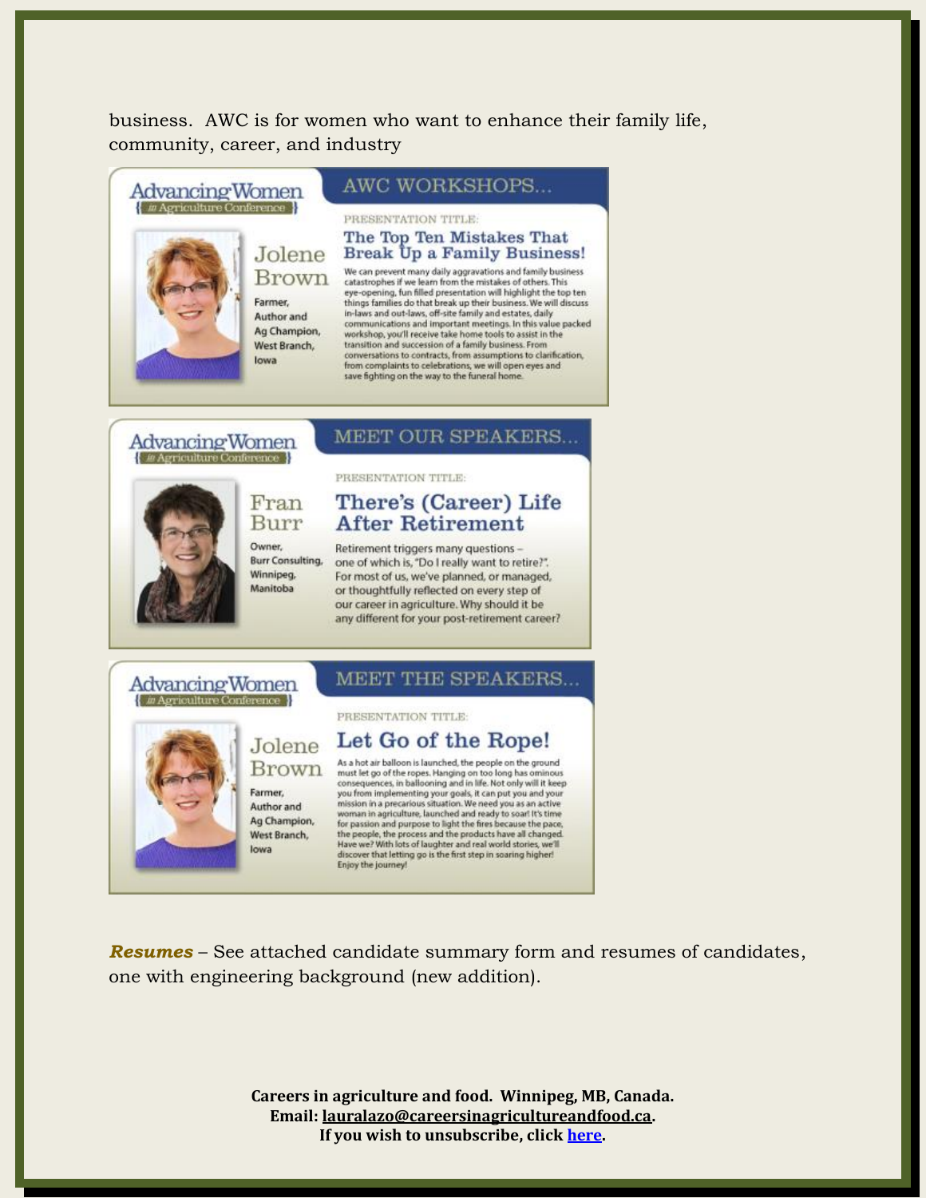business. AWC is for women who want to enhance their family life, community, career, and industry

Advancing Women in Agriculture Conference

## AWC WORKSHOPS...

Jolene Brown

Farmer, Author and Ag Champion, West Branch, Iowa

PRESENTATION TITLE:

### The Top Ten Mistakes That Break Up a Family Business!

We can prevent many daily aggravations and family business catastrophes if we learn from the mistakes of others. This eye-opening, fun filled presentation will highlight the top ten things families do that break up their business. We will discuss in-laws and out-laws, off-site family and estates, daily communications and important meetings. In this value packed workshop, you'll receive take home tools to assist in the transition and succession of a family business. From conversations to contracts, from assumptions to clarification, from complaints to celebrations, we will open eyes and save fighting on the way to the funeral home.

Advancing Women in Agriculture Conference

## MEET OUR SPEAKERS...

Fran Burr

Owner, Burr Consulting, Winnipeg, Manitoba

PRESENTATION TITLE:

### There's (Career) Life After Retirement

Retirement triggers many questions – one of which is, "Do I really want to retire?". For most of us, we've planned, or managed, or thoughtfully reflected on every step of our career in agriculture. Why should it be any different for your post-retirement career?

Advancing Women in Agriculture Conference

## MEET THE SPEAKERS...

Jolene Brown

Farmer, Author and Ag Champion, West Branch, Iowa

PRESENTATION TITLE:

### Let Go of the Rope!

As a hot air balloon is launched, the people on the ground must let go of the ropes. Hanging on too long has ominous consequences, in ballooning and in life. Not only will it keep you from implementing your goals, it can put you and your mission in a precarious situation. We need you as an active woman in agriculture, launched and ready to soar! It's time for passion and purpose to light the fires because the pace, the people, the process and the products have all changed. Have we? With lots of laughter and real world stories, we'll discover that letting go is the first step in soaring higher! Enjoy the journey!

***Resumes*** – See attached candidate summary form and resumes of candidates, one with engineering background (new addition).

**Careers in agriculture and food. Winnipeg, MB, Canada.**
**Email: lauralazo@careersinagricultureandfood.ca.**
**If you wish to unsubscribe, click here.**